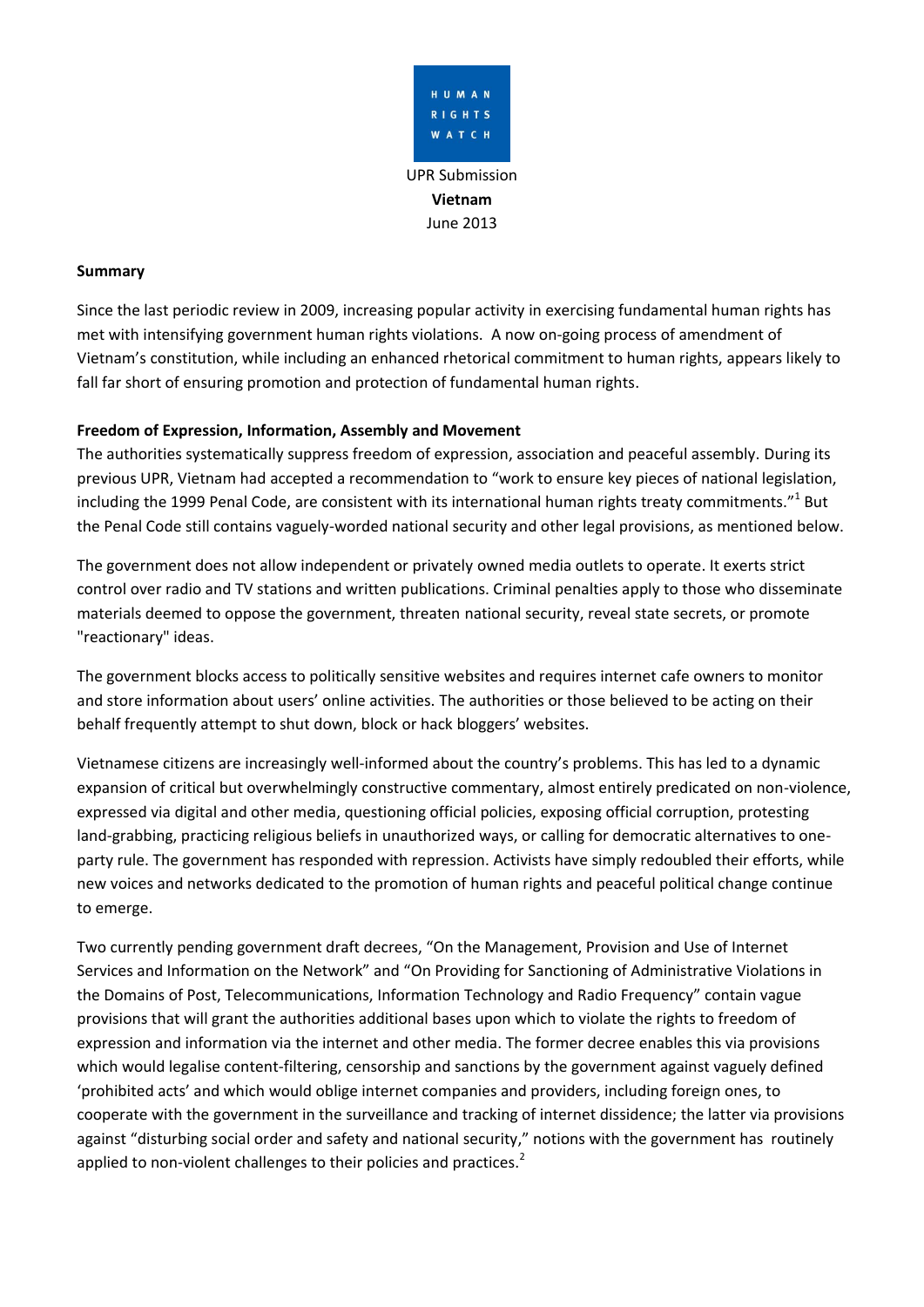HUMAN RIGHTS WATCH

UPR Submission
**Vietnam**
June 2013

**Summary**

Since the last periodic review in 2009, increasing popular activity in exercising fundamental human rights has met with intensifying government human rights violations. A now on-going process of amendment of Vietnam's constitution, while including an enhanced rhetorical commitment to human rights, appears likely to fall far short of ensuring promotion and protection of fundamental human rights.

**Freedom of Expression, Information, Assembly and Movement**

The authorities systematically suppress freedom of expression, association and peaceful assembly. During its previous UPR, Vietnam had accepted a recommendation to "work to ensure key pieces of national legislation, including the 1999 Penal Code, are consistent with its international human rights treaty commitments."[1] But the Penal Code still contains vaguely-worded national security and other legal provisions, as mentioned below.

The government does not allow independent or privately owned media outlets to operate. It exerts strict control over radio and TV stations and written publications. Criminal penalties apply to those who disseminate materials deemed to oppose the government, threaten national security, reveal state secrets, or promote "reactionary" ideas.

The government blocks access to politically sensitive websites and requires internet cafe owners to monitor and store information about users' online activities. The authorities or those believed to be acting on their behalf frequently attempt to shut down, block or hack bloggers' websites.

Vietnamese citizens are increasingly well-informed about the country's problems. This has led to a dynamic expansion of critical but overwhelmingly constructive commentary, almost entirely predicated on non-violence, expressed via digital and other media, questioning official policies, exposing official corruption, protesting land-grabbing, practicing religious beliefs in unauthorized ways, or calling for democratic alternatives to one-party rule. The government has responded with repression. Activists have simply redoubled their efforts, while new voices and networks dedicated to the promotion of human rights and peaceful political change continue to emerge.

Two currently pending government draft decrees, "On the Management, Provision and Use of Internet Services and Information on the Network" and "On Providing for Sanctioning of Administrative Violations in the Domains of Post, Telecommunications, Information Technology and Radio Frequency" contain vague provisions that will grant the authorities additional bases upon which to violate the rights to freedom of expression and information via the internet and other media. The former decree enables this via provisions which would legalise content-filtering, censorship and sanctions by the government against vaguely defined 'prohibited acts' and which would oblige internet companies and providers, including foreign ones, to cooperate with the government in the surveillance and tracking of internet dissidence; the latter via provisions against "disturbing social order and safety and national security," notions with the government has routinely applied to non-violent challenges to their policies and practices.[2]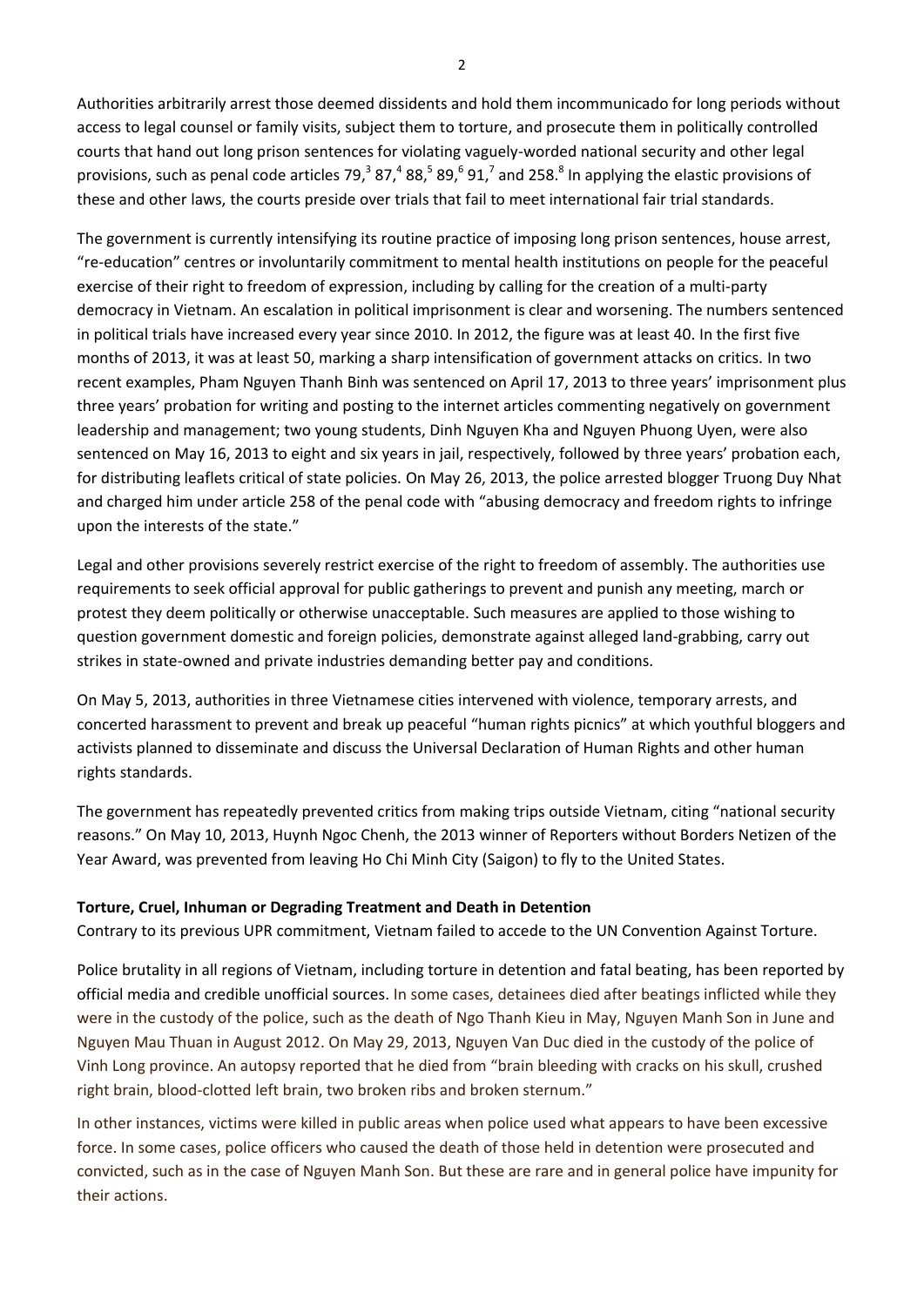Authorities arbitrarily arrest those deemed dissidents and hold them incommunicado for long periods without access to legal counsel or family visits, subject them to torture, and prosecute them in politically controlled courts that hand out long prison sentences for violating vaguely-worded national security and other legal provisions, such as penal code articles 79,[3] 87,[4] 88,[5] 89,[6] 91,[7] and 258.[8] In applying the elastic provisions of these and other laws, the courts preside over trials that fail to meet international fair trial standards.

The government is currently intensifying its routine practice of imposing long prison sentences, house arrest, "re-education" centres or involuntarily commitment to mental health institutions on people for the peaceful exercise of their right to freedom of expression, including by calling for the creation of a multi-party democracy in Vietnam. An escalation in political imprisonment is clear and worsening. The numbers sentenced in political trials have increased every year since 2010. In 2012, the figure was at least 40. In the first five months of 2013, it was at least 50, marking a sharp intensification of government attacks on critics. In two recent examples, Pham Nguyen Thanh Binh was sentenced on April 17, 2013 to three years' imprisonment plus three years' probation for writing and posting to the internet articles commenting negatively on government leadership and management; two young students, Dinh Nguyen Kha and Nguyen Phuong Uyen, were also sentenced on May 16, 2013 to eight and six years in jail, respectively, followed by three years' probation each, for distributing leaflets critical of state policies. On May 26, 2013, the police arrested blogger Truong Duy Nhat and charged him under article 258 of the penal code with "abusing democracy and freedom rights to infringe upon the interests of the state."

Legal and other provisions severely restrict exercise of the right to freedom of assembly. The authorities use requirements to seek official approval for public gatherings to prevent and punish any meeting, march or protest they deem politically or otherwise unacceptable. Such measures are applied to those wishing to question government domestic and foreign policies, demonstrate against alleged land-grabbing, carry out strikes in state-owned and private industries demanding better pay and conditions.

On May 5, 2013, authorities in three Vietnamese cities intervened with violence, temporary arrests, and concerted harassment to prevent and break up peaceful "human rights picnics" at which youthful bloggers and activists planned to disseminate and discuss the Universal Declaration of Human Rights and other human rights standards.

The government has repeatedly prevented critics from making trips outside Vietnam, citing "national security reasons." On May 10, 2013, Huynh Ngoc Chenh, the 2013 winner of Reporters without Borders Netizen of the Year Award, was prevented from leaving Ho Chi Minh City (Saigon) to fly to the United States.

**Torture, Cruel, Inhuman or Degrading Treatment and Death in Detention**

Contrary to its previous UPR commitment, Vietnam failed to accede to the UN Convention Against Torture.

Police brutality in all regions of Vietnam, including torture in detention and fatal beating, has been reported by official media and credible unofficial sources. In some cases, detainees died after beatings inflicted while they were in the custody of the police, such as the death of Ngo Thanh Kieu in May, Nguyen Manh Son in June and Nguyen Mau Thuan in August 2012. On May 29, 2013, Nguyen Van Duc died in the custody of the police of Vinh Long province. An autopsy reported that he died from "brain bleeding with cracks on his skull, crushed right brain, blood-clotted left brain, two broken ribs and broken sternum."

In other instances, victims were killed in public areas when police used what appears to have been excessive force. In some cases, police officers who caused the death of those held in detention were prosecuted and convicted, such as in the case of Nguyen Manh Son. But these are rare and in general police have impunity for their actions.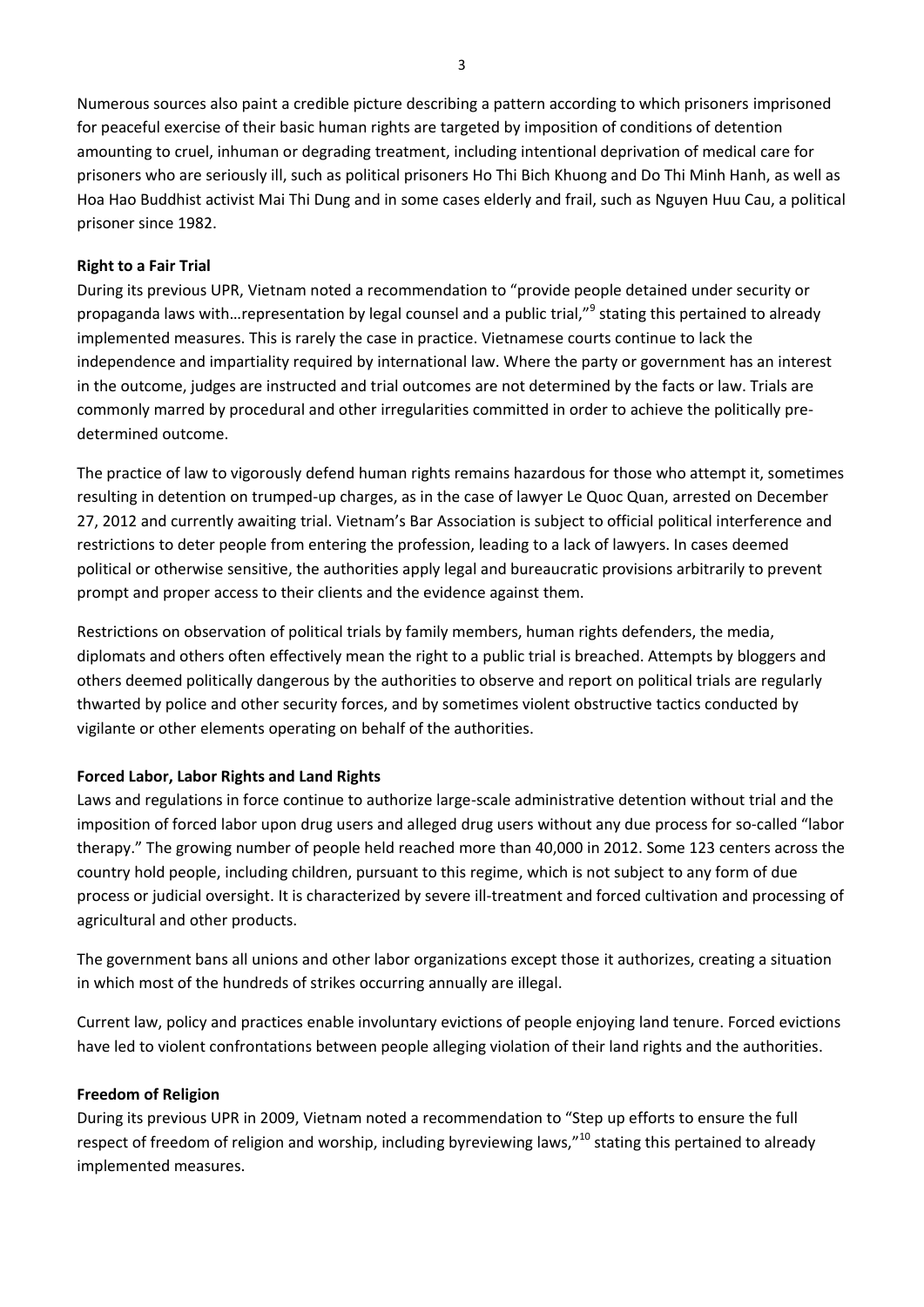Numerous sources also paint a credible picture describing a pattern according to which prisoners imprisoned for peaceful exercise of their basic human rights are targeted by imposition of conditions of detention amounting to cruel, inhuman or degrading treatment, including intentional deprivation of medical care for prisoners who are seriously ill, such as political prisoners Ho Thi Bich Khuong and Do Thi Minh Hanh, as well as Hoa Hao Buddhist activist Mai Thi Dung and in some cases elderly and frail, such as Nguyen Huu Cau, a political prisoner since 1982.

**Right to a Fair Trial**

During its previous UPR, Vietnam noted a recommendation to "provide people detained under security or propaganda laws with…representation by legal counsel and a public trial,"[9] stating this pertained to already implemented measures. This is rarely the case in practice. Vietnamese courts continue to lack the independence and impartiality required by international law. Where the party or government has an interest in the outcome, judges are instructed and trial outcomes are not determined by the facts or law. Trials are commonly marred by procedural and other irregularities committed in order to achieve the politically pre-determined outcome.

The practice of law to vigorously defend human rights remains hazardous for those who attempt it, sometimes resulting in detention on trumped-up charges, as in the case of lawyer Le Quoc Quan, arrested on December 27, 2012 and currently awaiting trial. Vietnam's Bar Association is subject to official political interference and restrictions to deter people from entering the profession, leading to a lack of lawyers. In cases deemed political or otherwise sensitive, the authorities apply legal and bureaucratic provisions arbitrarily to prevent prompt and proper access to their clients and the evidence against them.

Restrictions on observation of political trials by family members, human rights defenders, the media, diplomats and others often effectively mean the right to a public trial is breached. Attempts by bloggers and others deemed politically dangerous by the authorities to observe and report on political trials are regularly thwarted by police and other security forces, and by sometimes violent obstructive tactics conducted by vigilante or other elements operating on behalf of the authorities.

**Forced Labor, Labor Rights and Land Rights**

Laws and regulations in force continue to authorize large-scale administrative detention without trial and the imposition of forced labor upon drug users and alleged drug users without any due process for so-called "labor therapy." The growing number of people held reached more than 40,000 in 2012. Some 123 centers across the country hold people, including children, pursuant to this regime, which is not subject to any form of due process or judicial oversight. It is characterized by severe ill-treatment and forced cultivation and processing of agricultural and other products.

The government bans all unions and other labor organizations except those it authorizes, creating a situation in which most of the hundreds of strikes occurring annually are illegal.

Current law, policy and practices enable involuntary evictions of people enjoying land tenure. Forced evictions have led to violent confrontations between people alleging violation of their land rights and the authorities.

**Freedom of Religion**

During its previous UPR in 2009, Vietnam noted a recommendation to "Step up efforts to ensure the full respect of freedom of religion and worship, including byreviewing laws,"[10] stating this pertained to already implemented measures.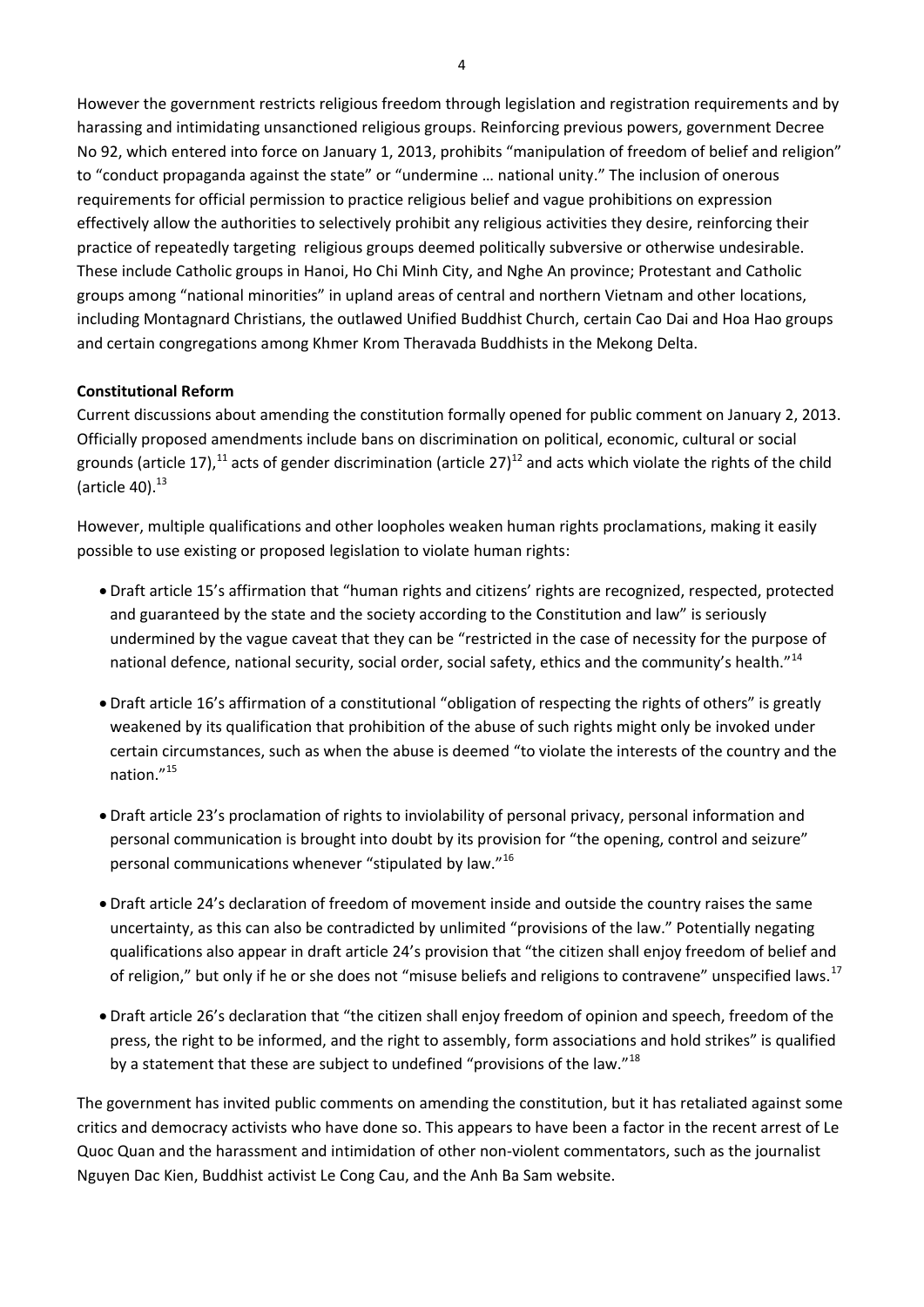However the government restricts religious freedom through legislation and registration requirements and by harassing and intimidating unsanctioned religious groups. Reinforcing previous powers, government Decree No 92, which entered into force on January 1, 2013, prohibits "manipulation of freedom of belief and religion" to "conduct propaganda against the state" or "undermine … national unity." The inclusion of onerous requirements for official permission to practice religious belief and vague prohibitions on expression effectively allow the authorities to selectively prohibit any religious activities they desire, reinforcing their practice of repeatedly targeting religious groups deemed politically subversive or otherwise undesirable. These include Catholic groups in Hanoi, Ho Chi Minh City, and Nghe An province; Protestant and Catholic groups among "national minorities" in upland areas of central and northern Vietnam and other locations, including Montagnard Christians, the outlawed Unified Buddhist Church, certain Cao Dai and Hoa Hao groups and certain congregations among Khmer Krom Theravada Buddhists in the Mekong Delta.

**Constitutional Reform**

Current discussions about amending the constitution formally opened for public comment on January 2, 2013. Officially proposed amendments include bans on discrimination on political, economic, cultural or social grounds (article 17),[11] acts of gender discrimination (article 27)[12] and acts which violate the rights of the child (article 40).[13]

However, multiple qualifications and other loopholes weaken human rights proclamations, making it easily possible to use existing or proposed legislation to violate human rights:

- Draft article 15's affirmation that "human rights and citizens' rights are recognized, respected, protected and guaranteed by the state and the society according to the Constitution and law" is seriously undermined by the vague caveat that they can be "restricted in the case of necessity for the purpose of national defence, national security, social order, social safety, ethics and the community's health."[14]

- Draft article 16's affirmation of a constitutional "obligation of respecting the rights of others" is greatly weakened by its qualification that prohibition of the abuse of such rights might only be invoked under certain circumstances, such as when the abuse is deemed "to violate the interests of the country and the nation."[15]

- Draft article 23's proclamation of rights to inviolability of personal privacy, personal information and personal communication is brought into doubt by its provision for "the opening, control and seizure" personal communications whenever "stipulated by law."[16]

- Draft article 24's declaration of freedom of movement inside and outside the country raises the same uncertainty, as this can also be contradicted by unlimited "provisions of the law." Potentially negating qualifications also appear in draft article 24's provision that "the citizen shall enjoy freedom of belief and of religion," but only if he or she does not "misuse beliefs and religions to contravene" unspecified laws.[17]

- Draft article 26's declaration that "the citizen shall enjoy freedom of opinion and speech, freedom of the press, the right to be informed, and the right to assembly, form associations and hold strikes" is qualified by a statement that these are subject to undefined "provisions of the law."[18]

The government has invited public comments on amending the constitution, but it has retaliated against some critics and democracy activists who have done so. This appears to have been a factor in the recent arrest of Le Quoc Quan and the harassment and intimidation of other non-violent commentators, such as the journalist Nguyen Dac Kien, Buddhist activist Le Cong Cau, and the Anh Ba Sam website.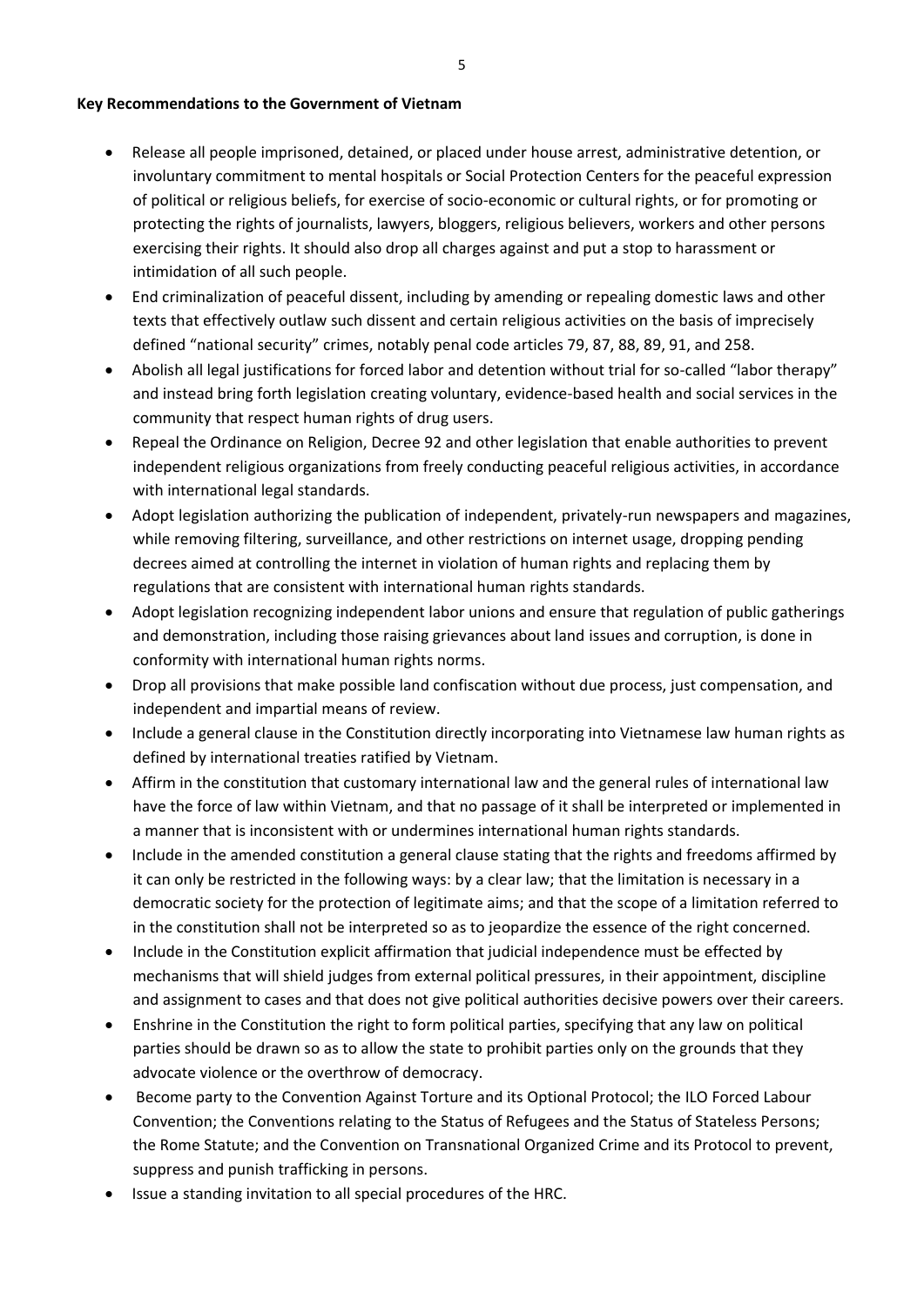**Key Recommendations to the Government of Vietnam**

- Release all people imprisoned, detained, or placed under house arrest, administrative detention, or involuntary commitment to mental hospitals or Social Protection Centers for the peaceful expression of political or religious beliefs, for exercise of socio-economic or cultural rights, or for promoting or protecting the rights of journalists, lawyers, bloggers, religious believers, workers and other persons exercising their rights. It should also drop all charges against and put a stop to harassment or intimidation of all such people.
- End criminalization of peaceful dissent, including by amending or repealing domestic laws and other texts that effectively outlaw such dissent and certain religious activities on the basis of imprecisely defined "national security" crimes, notably penal code articles 79, 87, 88, 89, 91, and 258.
- Abolish all legal justifications for forced labor and detention without trial for so-called "labor therapy" and instead bring forth legislation creating voluntary, evidence-based health and social services in the community that respect human rights of drug users.
- Repeal the Ordinance on Religion, Decree 92 and other legislation that enable authorities to prevent independent religious organizations from freely conducting peaceful religious activities, in accordance with international legal standards.
- Adopt legislation authorizing the publication of independent, privately-run newspapers and magazines, while removing filtering, surveillance, and other restrictions on internet usage, dropping pending decrees aimed at controlling the internet in violation of human rights and replacing them by regulations that are consistent with international human rights standards.
- Adopt legislation recognizing independent labor unions and ensure that regulation of public gatherings and demonstration, including those raising grievances about land issues and corruption, is done in conformity with international human rights norms.
- Drop all provisions that make possible land confiscation without due process, just compensation, and independent and impartial means of review.
- Include a general clause in the Constitution directly incorporating into Vietnamese law human rights as defined by international treaties ratified by Vietnam.
- Affirm in the constitution that customary international law and the general rules of international law have the force of law within Vietnam, and that no passage of it shall be interpreted or implemented in a manner that is inconsistent with or undermines international human rights standards.
- Include in the amended constitution a general clause stating that the rights and freedoms affirmed by it can only be restricted in the following ways: by a clear law; that the limitation is necessary in a democratic society for the protection of legitimate aims; and that the scope of a limitation referred to in the constitution shall not be interpreted so as to jeopardize the essence of the right concerned.
- Include in the Constitution explicit affirmation that judicial independence must be effected by mechanisms that will shield judges from external political pressures, in their appointment, discipline and assignment to cases and that does not give political authorities decisive powers over their careers.
- Enshrine in the Constitution the right to form political parties, specifying that any law on political parties should be drawn so as to allow the state to prohibit parties only on the grounds that they advocate violence or the overthrow of democracy.
- Become party to the Convention Against Torture and its Optional Protocol; the ILO Forced Labour Convention; the Conventions relating to the Status of Refugees and the Status of Stateless Persons; the Rome Statute; and the Convention on Transnational Organized Crime and its Protocol to prevent, suppress and punish trafficking in persons.
- Issue a standing invitation to all special procedures of the HRC.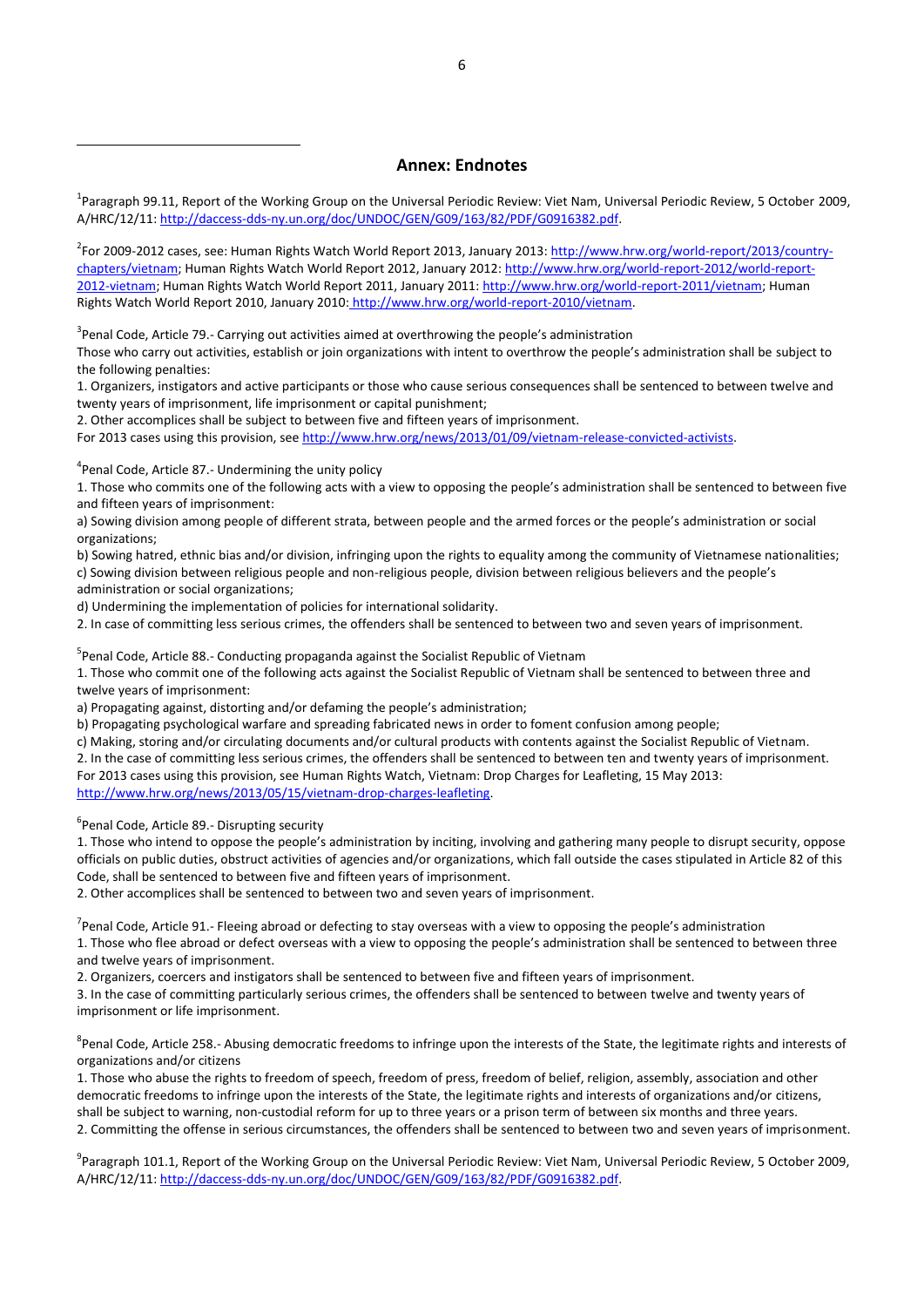## Annex: Endnotes

[1]Paragraph 99.11, Report of the Working Group on the Universal Periodic Review: Viet Nam, Universal Periodic Review, 5 October 2009, A/HRC/12/11: http://daccess-dds-ny.un.org/doc/UNDOC/GEN/G09/163/82/PDF/G0916382.pdf.

[2]For 2009-2012 cases, see: Human Rights Watch World Report 2013, January 2013: http://www.hrw.org/world-report/2013/country-chapters/vietnam; Human Rights Watch World Report 2012, January 2012: http://www.hrw.org/world-report-2012/world-report-2012-vietnam; Human Rights Watch World Report 2011, January 2011: http://www.hrw.org/world-report-2011/vietnam; Human Rights Watch World Report 2010, January 2010: http://www.hrw.org/world-report-2010/vietnam.

[3]Penal Code, Article 79.- Carrying out activities aimed at overthrowing the people's administration

Those who carry out activities, establish or join organizations with intent to overthrow the people's administration shall be subject to the following penalties:

1. Organizers, instigators and active participants or those who cause serious consequences shall be sentenced to between twelve and twenty years of imprisonment, life imprisonment or capital punishment;
2. Other accomplices shall be subject to between five and fifteen years of imprisonment.

For 2013 cases using this provision, see http://www.hrw.org/news/2013/01/09/vietnam-release-convicted-activists.

[4]Penal Code, Article 87.- Undermining the unity policy

1. Those who commits one of the following acts with a view to opposing the people's administration shall be sentenced to between five and fifteen years of imprisonment:

a) Sowing division among people of different strata, between people and the armed forces or the people's administration or social organizations;

b) Sowing hatred, ethnic bias and/or division, infringing upon the rights to equality among the community of Vietnamese nationalities;

c) Sowing division between religious people and non-religious people, division between religious believers and the people's administration or social organizations;

d) Undermining the implementation of policies for international solidarity.

2. In case of committing less serious crimes, the offenders shall be sentenced to between two and seven years of imprisonment.

[5]Penal Code, Article 88.- Conducting propaganda against the Socialist Republic of Vietnam

1. Those who commit one of the following acts against the Socialist Republic of Vietnam shall be sentenced to between three and twelve years of imprisonment:

a) Propagating against, distorting and/or defaming the people's administration;

b) Propagating psychological warfare and spreading fabricated news in order to foment confusion among people;

c) Making, storing and/or circulating documents and/or cultural products with contents against the Socialist Republic of Vietnam.

2. In the case of committing less serious crimes, the offenders shall be sentenced to between ten and twenty years of imprisonment.

For 2013 cases using this provision, see Human Rights Watch, Vietnam: Drop Charges for Leafleting, 15 May 2013: http://www.hrw.org/news/2013/05/15/vietnam-drop-charges-leafleting.

[6]Penal Code, Article 89.- Disrupting security

1. Those who intend to oppose the people's administration by inciting, involving and gathering many people to disrupt security, oppose officials on public duties, obstruct activities of agencies and/or organizations, which fall outside the cases stipulated in Article 82 of this Code, shall be sentenced to between five and fifteen years of imprisonment.
2. Other accomplices shall be sentenced to between two and seven years of imprisonment.

[7]Penal Code, Article 91.- Fleeing abroad or defecting to stay overseas with a view to opposing the people's administration

1. Those who flee abroad or defect overseas with a view to opposing the people's administration shall be sentenced to between three and twelve years of imprisonment.
2. Organizers, coercers and instigators shall be sentenced to between five and fifteen years of imprisonment.
3. In the case of committing particularly serious crimes, the offenders shall be sentenced to between twelve and twenty years of imprisonment or life imprisonment.

[8]Penal Code, Article 258.- Abusing democratic freedoms to infringe upon the interests of the State, the legitimate rights and interests of organizations and/or citizens

1. Those who abuse the rights to freedom of speech, freedom of press, freedom of belief, religion, assembly, association and other democratic freedoms to infringe upon the interests of the State, the legitimate rights and interests of organizations and/or citizens, shall be subject to warning, non-custodial reform for up to three years or a prison term of between six months and three years.
2. Committing the offense in serious circumstances, the offenders shall be sentenced to between two and seven years of imprisonment.

[9]Paragraph 101.1, Report of the Working Group on the Universal Periodic Review: Viet Nam, Universal Periodic Review, 5 October 2009, A/HRC/12/11: http://daccess-dds-ny.un.org/doc/UNDOC/GEN/G09/163/82/PDF/G0916382.pdf.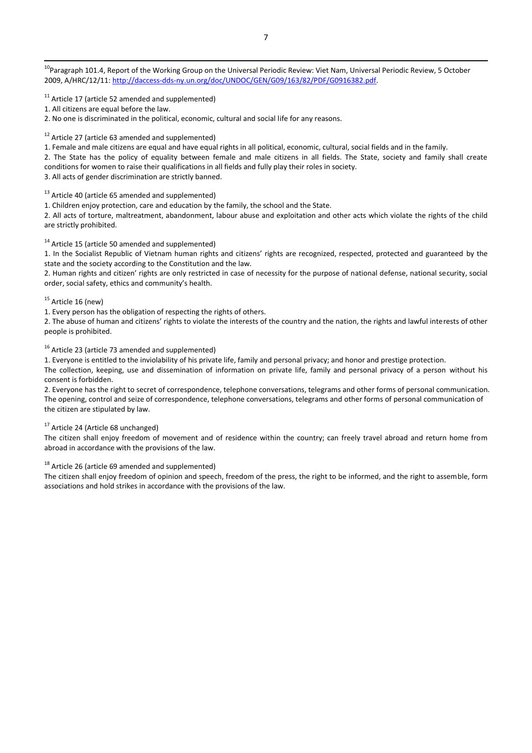[10]Paragraph 101.4, Report of the Working Group on the Universal Periodic Review: Viet Nam, Universal Periodic Review, 5 October 2009, A/HRC/12/11: http://daccess-dds-ny.un.org/doc/UNDOC/GEN/G09/163/82/PDF/G0916382.pdf.

[11] Article 17 (article 52 amended and supplemented)

1. All citizens are equal before the law.
2. No one is discriminated in the political, economic, cultural and social life for any reasons.

[12] Article 27 (article 63 amended and supplemented)

1. Female and male citizens are equal and have equal rights in all political, economic, cultural, social fields and in the family.
2. The State has the policy of equality between female and male citizens in all fields. The State, society and family shall create conditions for women to raise their qualifications in all fields and fully play their roles in society.
3. All acts of gender discrimination are strictly banned.

[13] Article 40 (article 65 amended and supplemented)

1. Children enjoy protection, care and education by the family, the school and the State.
2. All acts of torture, maltreatment, abandonment, labour abuse and exploitation and other acts which violate the rights of the child are strictly prohibited.

[14] Article 15 (article 50 amended and supplemented)

1. In the Socialist Republic of Vietnam human rights and citizens' rights are recognized, respected, protected and guaranteed by the state and the society according to the Constitution and the law.
2. Human rights and citizen' rights are only restricted in case of necessity for the purpose of national defense, national security, social order, social safety, ethics and community's health.

[15] Article 16 (new)

1. Every person has the obligation of respecting the rights of others.
2. The abuse of human and citizens' rights to violate the interests of the country and the nation, the rights and lawful interests of other people is prohibited.

[16] Article 23 (article 73 amended and supplemented)

1. Everyone is entitled to the inviolability of his private life, family and personal privacy; and honor and prestige protection.
The collection, keeping, use and dissemination of information on private life, family and personal privacy of a person without his consent is forbidden.
2. Everyone has the right to secret of correspondence, telephone conversations, telegrams and other forms of personal communication. The opening, control and seize of correspondence, telephone conversations, telegrams and other forms of personal communication of the citizen are stipulated by law.

[17] Article 24 (Article 68 unchanged)

The citizen shall enjoy freedom of movement and of residence within the country; can freely travel abroad and return home from abroad in accordance with the provisions of the law.

[18] Article 26 (article 69 amended and supplemented)

The citizen shall enjoy freedom of opinion and speech, freedom of the press, the right to be informed, and the right to assemble, form associations and hold strikes in accordance with the provisions of the law.